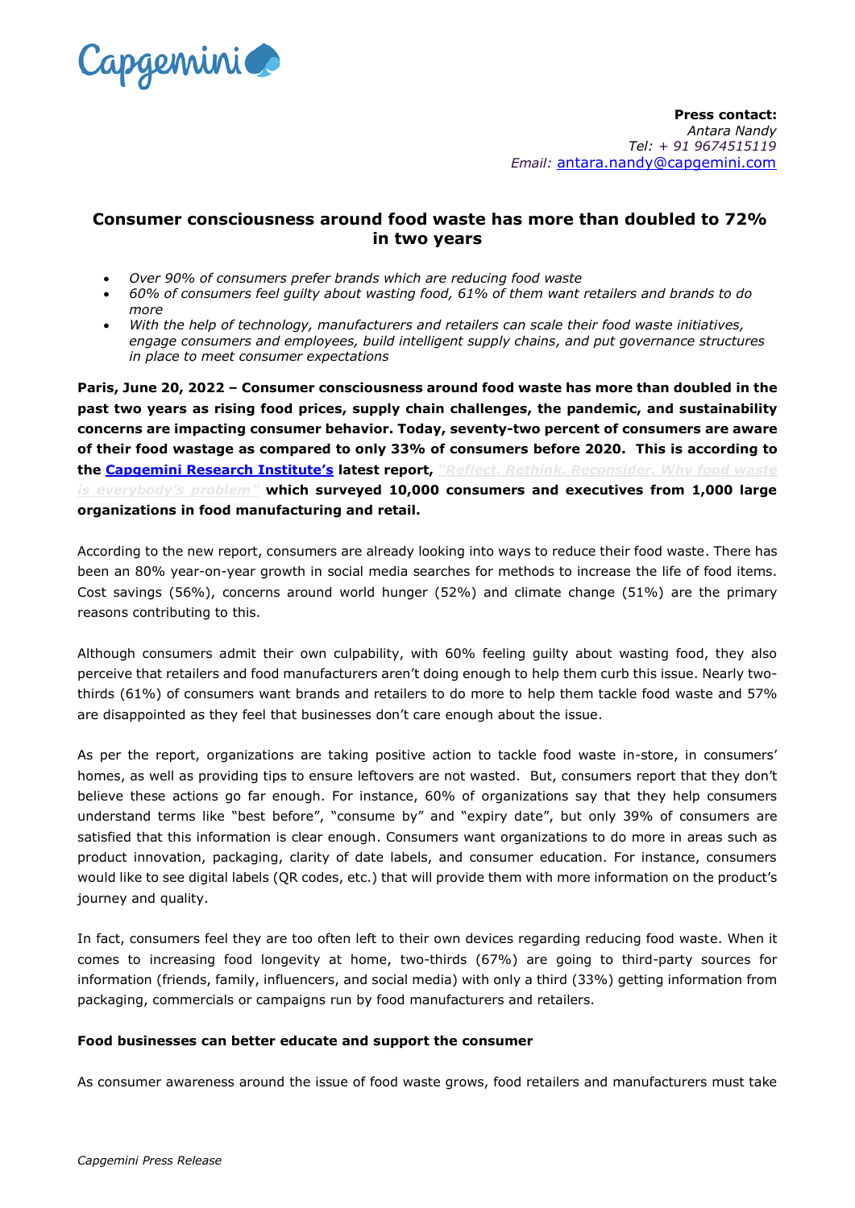**Press contact:**
*Antara Nandy*
*Tel: + 91 9674515119*
*Email:* antara.nandy@capgemini.com

## Consumer consciousness around food waste has more than doubled to 72% in two years

- *Over 90% of consumers prefer brands which are reducing food waste*
- *60% of consumers feel guilty about wasting food, 61% of them want retailers and brands to do more*
- *With the help of technology, manufacturers and retailers can scale their food waste initiatives, engage consumers and employees, build intelligent supply chains, and put governance structures in place to meet consumer expectations*

**Paris, June 20, 2022 – Consumer consciousness around food waste has more than doubled in the past two years as rising food prices, supply chain challenges, the pandemic, and sustainability concerns are impacting consumer behavior. Today, seventy-two percent of consumers are aware of their food wastage as compared to only 33% of consumers before 2020. This is according to the Capgemini Research Institute's latest report, *"Reflect. Rethink. Reconsider. Why food waste is everybody's problem"* which surveyed 10,000 consumers and executives from 1,000 large organizations in food manufacturing and retail.**

According to the new report, consumers are already looking into ways to reduce their food waste. There has been an 80% year-on-year growth in social media searches for methods to increase the life of food items. Cost savings (56%), concerns around world hunger (52%) and climate change (51%) are the primary reasons contributing to this.

Although consumers admit their own culpability, with 60% feeling guilty about wasting food, they also perceive that retailers and food manufacturers aren't doing enough to help them curb this issue. Nearly two-thirds (61%) of consumers want brands and retailers to do more to help them tackle food waste and 57% are disappointed as they feel that businesses don't care enough about the issue.

As per the report, organizations are taking positive action to tackle food waste in-store, in consumers' homes, as well as providing tips to ensure leftovers are not wasted. But, consumers report that they don't believe these actions go far enough. For instance, 60% of organizations say that they help consumers understand terms like "best before", "consume by" and "expiry date", but only 39% of consumers are satisfied that this information is clear enough. Consumers want organizations to do more in areas such as product innovation, packaging, clarity of date labels, and consumer education. For instance, consumers would like to see digital labels (QR codes, etc.) that will provide them with more information on the product's journey and quality.

In fact, consumers feel they are too often left to their own devices regarding reducing food waste. When it comes to increasing food longevity at home, two-thirds (67%) are going to third-party sources for information (friends, family, influencers, and social media) with only a third (33%) getting information from packaging, commercials or campaigns run by food manufacturers and retailers.

### Food businesses can better educate and support the consumer

As consumer awareness around the issue of food waste grows, food retailers and manufacturers must take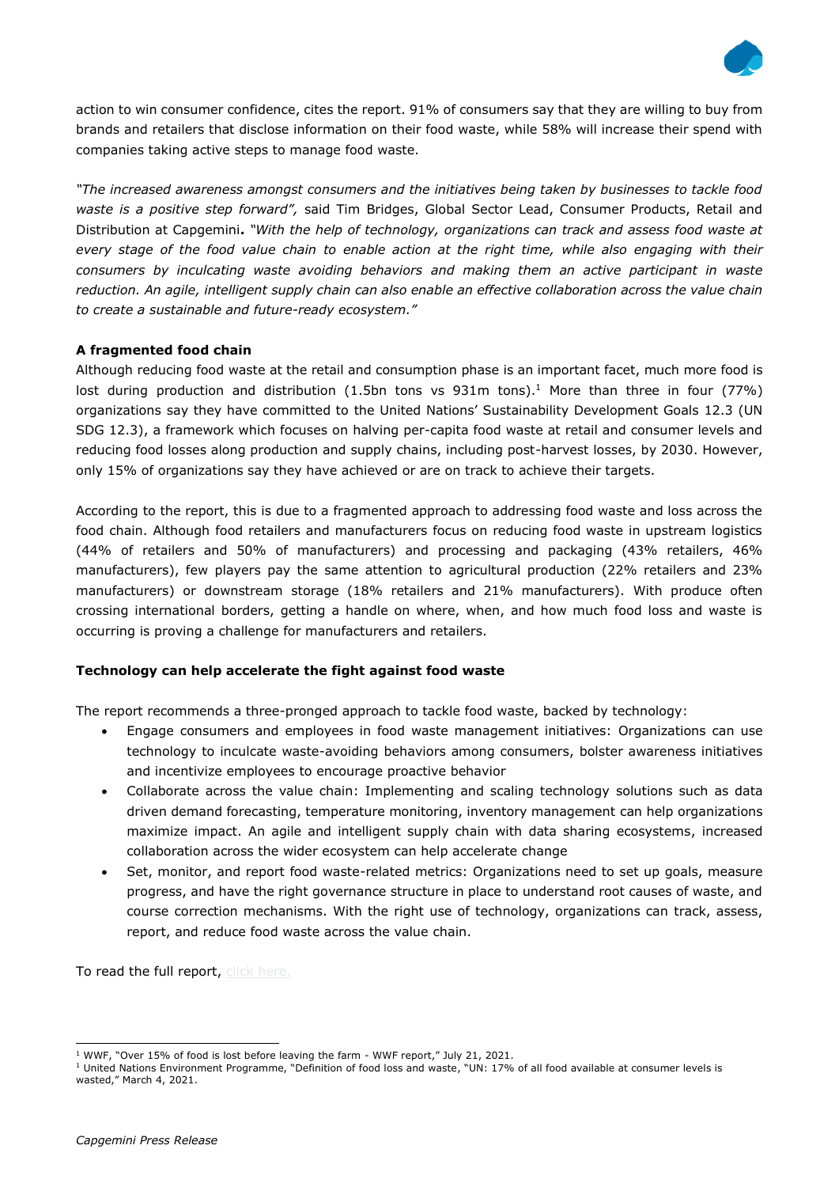action to win consumer confidence, cites the report. 91% of consumers say that they are willing to buy from brands and retailers that disclose information on their food waste, while 58% will increase their spend with companies taking active steps to manage food waste.

*"The increased awareness amongst consumers and the initiatives being taken by businesses to tackle food waste is a positive step forward",* said Tim Bridges, Global Sector Lead, Consumer Products, Retail and Distribution at Capgemini**.** *"With the help of technology, organizations can track and assess food waste at every stage of the food value chain to enable action at the right time, while also engaging with their consumers by inculcating waste avoiding behaviors and making them an active participant in waste reduction. An agile, intelligent supply chain can also enable an effective collaboration across the value chain to create a sustainable and future-ready ecosystem."*

**A fragmented food chain**

Although reducing food waste at the retail and consumption phase is an important facet, much more food is lost during production and distribution (1.5bn tons vs 931m tons).[1] More than three in four (77%) organizations say they have committed to the United Nations' Sustainability Development Goals 12.3 (UN SDG 12.3), a framework which focuses on halving per-capita food waste at retail and consumer levels and reducing food losses along production and supply chains, including post-harvest losses, by 2030. However, only 15% of organizations say they have achieved or are on track to achieve their targets.

According to the report, this is due to a fragmented approach to addressing food waste and loss across the food chain. Although food retailers and manufacturers focus on reducing food waste in upstream logistics (44% of retailers and 50% of manufacturers) and processing and packaging (43% retailers, 46% manufacturers), few players pay the same attention to agricultural production (22% retailers and 23% manufacturers) or downstream storage (18% retailers and 21% manufacturers). With produce often crossing international borders, getting a handle on where, when, and how much food loss and waste is occurring is proving a challenge for manufacturers and retailers.

**Technology can help accelerate the fight against food waste**

The report recommends a three-pronged approach to tackle food waste, backed by technology:

- Engage consumers and employees in food waste management initiatives: Organizations can use technology to inculcate waste-avoiding behaviors among consumers, bolster awareness initiatives and incentivize employees to encourage proactive behavior
- Collaborate across the value chain: Implementing and scaling technology solutions such as data driven demand forecasting, temperature monitoring, inventory management can help organizations maximize impact. An agile and intelligent supply chain with data sharing ecosystems, increased collaboration across the wider ecosystem can help accelerate change
- Set, monitor, and report food waste-related metrics: Organizations need to set up goals, measure progress, and have the right governance structure in place to understand root causes of waste, and course correction mechanisms. With the right use of technology, organizations can track, assess, report, and reduce food waste across the value chain.

To read the full report, click here.

---

[1] WWF, "Over 15% of food is lost before leaving the farm - WWF report," July 21, 2021.

[1] United Nations Environment Programme, "Definition of food loss and waste, "UN: 17% of all food available at consumer levels is wasted," March 4, 2021.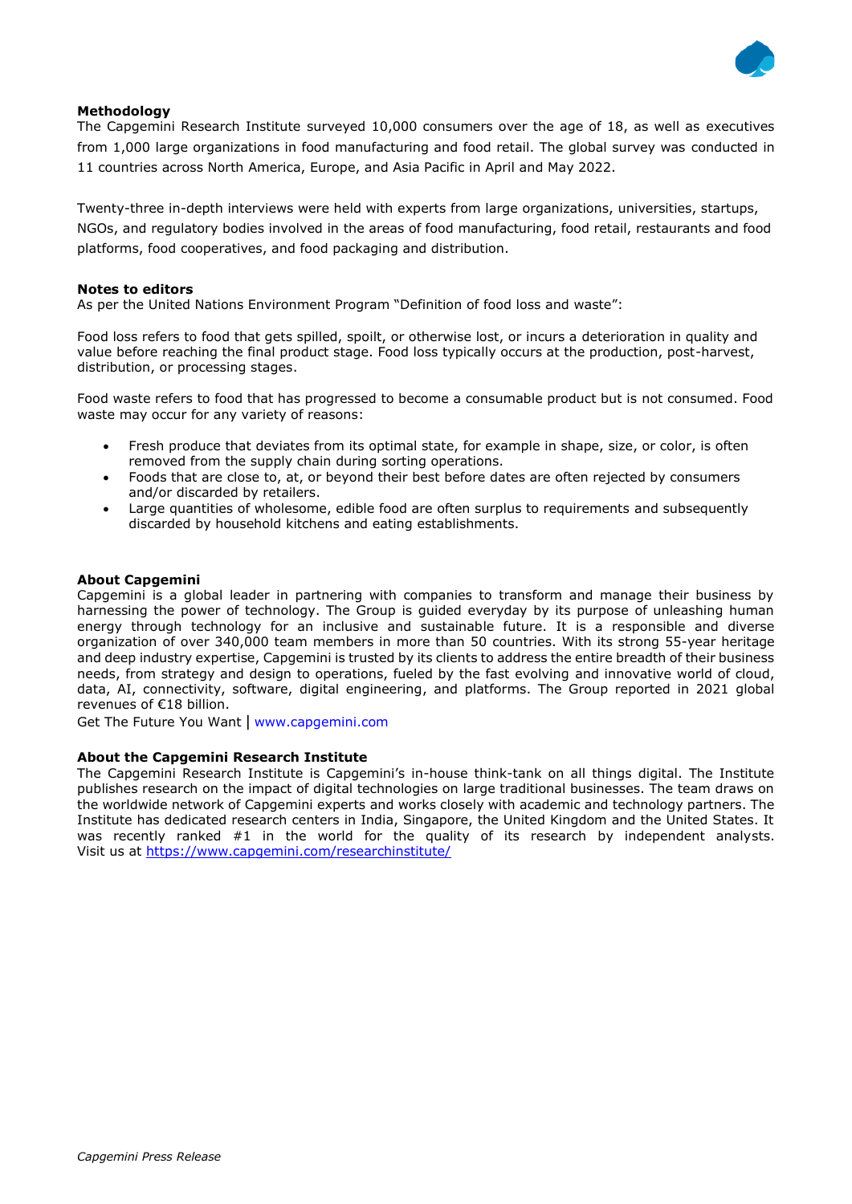**Methodology**

The Capgemini Research Institute surveyed 10,000 consumers over the age of 18, as well as executives from 1,000 large organizations in food manufacturing and food retail. The global survey was conducted in 11 countries across North America, Europe, and Asia Pacific in April and May 2022.

Twenty-three in-depth interviews were held with experts from large organizations, universities, startups, NGOs, and regulatory bodies involved in the areas of food manufacturing, food retail, restaurants and food platforms, food cooperatives, and food packaging and distribution.

**Notes to editors**

As per the United Nations Environment Program "Definition of food loss and waste":

Food loss refers to food that gets spilled, spoilt, or otherwise lost, or incurs a deterioration in quality and value before reaching the final product stage. Food loss typically occurs at the production, post-harvest, distribution, or processing stages.

Food waste refers to food that has progressed to become a consumable product but is not consumed. Food waste may occur for any variety of reasons:

- Fresh produce that deviates from its optimal state, for example in shape, size, or color, is often removed from the supply chain during sorting operations.
- Foods that are close to, at, or beyond their best before dates are often rejected by consumers and/or discarded by retailers.
- Large quantities of wholesome, edible food are often surplus to requirements and subsequently discarded by household kitchens and eating establishments.

**About Capgemini**

Capgemini is a global leader in partnering with companies to transform and manage their business by harnessing the power of technology. The Group is guided everyday by its purpose of unleashing human energy through technology for an inclusive and sustainable future. It is a responsible and diverse organization of over 340,000 team members in more than 50 countries. With its strong 55-year heritage and deep industry expertise, Capgemini is trusted by its clients to address the entire breadth of their business needs, from strategy and design to operations, fueled by the fast evolving and innovative world of cloud, data, AI, connectivity, software, digital engineering, and platforms. The Group reported in 2021 global revenues of €18 billion.

Get The Future You Want | www.capgemini.com

**About the Capgemini Research Institute**

The Capgemini Research Institute is Capgemini's in-house think-tank on all things digital. The Institute publishes research on the impact of digital technologies on large traditional businesses. The team draws on the worldwide network of Capgemini experts and works closely with academic and technology partners. The Institute has dedicated research centers in India, Singapore, the United Kingdom and the United States. It was recently ranked #1 in the world for the quality of its research by independent analysts. Visit us at https://www.capgemini.com/researchinstitute/